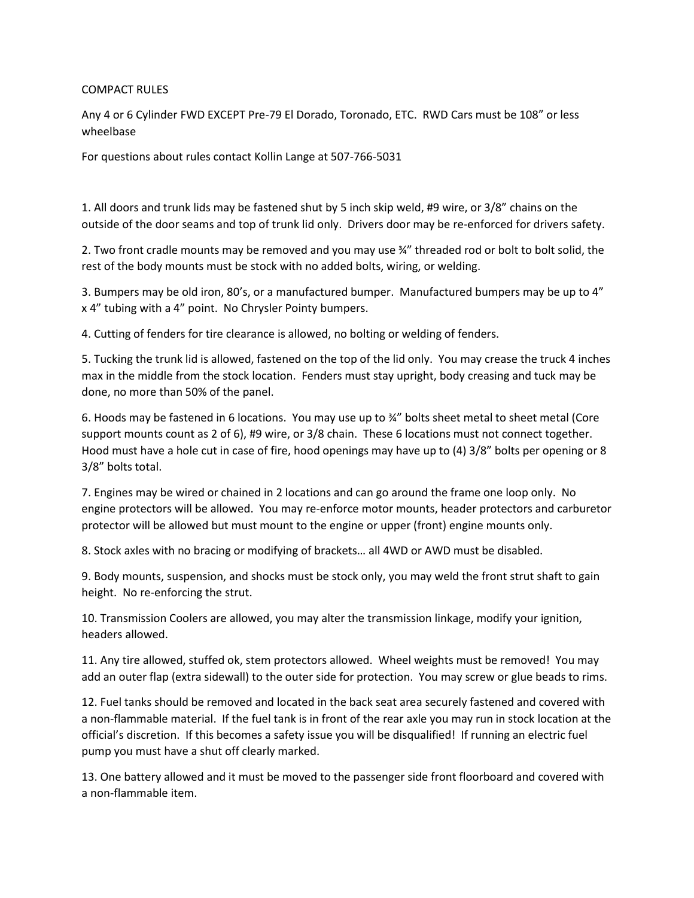COMPACT RULES

Any 4 or 6 Cylinder FWD EXCEPT Pre-79 El Dorado, Toronado, ETC. RWD Cars must be 108" or less wheelbase

For questions about rules contact Kollin Lange at 507-766-5031

1. All doors and trunk lids may be fastened shut by 5 inch skip weld, #9 wire, or 3/8" chains on the outside of the door seams and top of trunk lid only. Drivers door may be re-enforced for drivers safety.

2. Two front cradle mounts may be removed and you may use ¾" threaded rod or bolt to bolt solid, the rest of the body mounts must be stock with no added bolts, wiring, or welding.

3. Bumpers may be old iron, 80's, or a manufactured bumper. Manufactured bumpers may be up to 4" x 4" tubing with a 4" point. No Chrysler Pointy bumpers.

4. Cutting of fenders for tire clearance is allowed, no bolting or welding of fenders.

5. Tucking the trunk lid is allowed, fastened on the top of the lid only. You may crease the truck 4 inches max in the middle from the stock location. Fenders must stay upright, body creasing and tuck may be done, no more than 50% of the panel.

6. Hoods may be fastened in 6 locations. You may use up to ¾" bolts sheet metal to sheet metal (Core support mounts count as 2 of 6), #9 wire, or 3/8 chain. These 6 locations must not connect together. Hood must have a hole cut in case of fire, hood openings may have up to (4) 3/8" bolts per opening or 8 3/8" bolts total.

7. Engines may be wired or chained in 2 locations and can go around the frame one loop only. No engine protectors will be allowed. You may re-enforce motor mounts, header protectors and carburetor protector will be allowed but must mount to the engine or upper (front) engine mounts only.

8. Stock axles with no bracing or modifying of brackets… all 4WD or AWD must be disabled.

9. Body mounts, suspension, and shocks must be stock only, you may weld the front strut shaft to gain height. No re-enforcing the strut.

10. Transmission Coolers are allowed, you may alter the transmission linkage, modify your ignition, headers allowed.

11. Any tire allowed, stuffed ok, stem protectors allowed. Wheel weights must be removed! You may add an outer flap (extra sidewall) to the outer side for protection. You may screw or glue beads to rims.

12. Fuel tanks should be removed and located in the back seat area securely fastened and covered with a non-flammable material. If the fuel tank is in front of the rear axle you may run in stock location at the official's discretion. If this becomes a safety issue you will be disqualified! If running an electric fuel pump you must have a shut off clearly marked.

13. One battery allowed and it must be moved to the passenger side front floorboard and covered with a non-flammable item.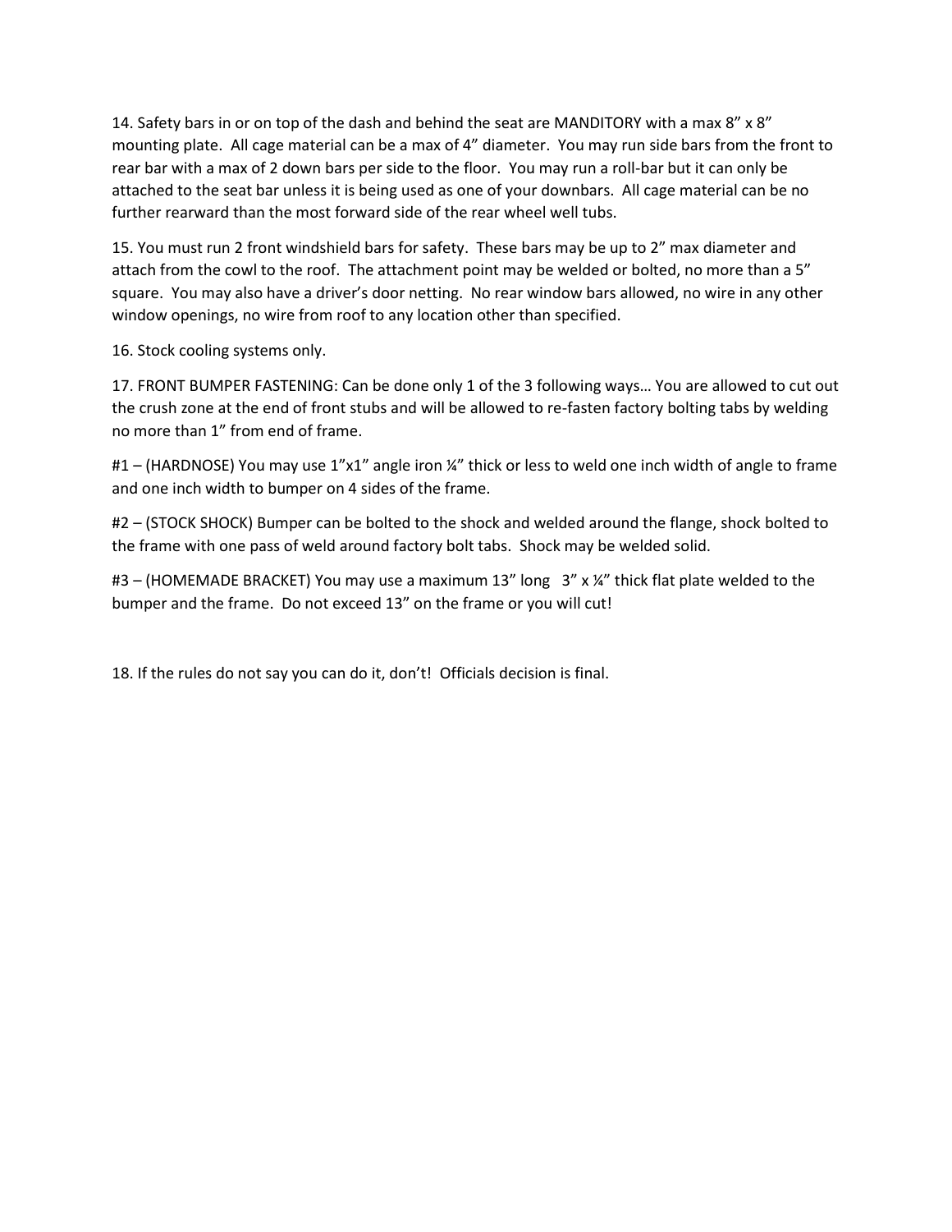14. Safety bars in or on top of the dash and behind the seat are MANDITORY with a max 8" x 8" mounting plate. All cage material can be a max of 4" diameter. You may run side bars from the front to rear bar with a max of 2 down bars per side to the floor. You may run a roll-bar but it can only be attached to the seat bar unless it is being used as one of your downbars. All cage material can be no further rearward than the most forward side of the rear wheel well tubs.

15. You must run 2 front windshield bars for safety. These bars may be up to 2" max diameter and attach from the cowl to the roof. The attachment point may be welded or bolted, no more than a 5" square. You may also have a driver's door netting. No rear window bars allowed, no wire in any other window openings, no wire from roof to any location other than specified.

16. Stock cooling systems only.

17. FRONT BUMPER FASTENING: Can be done only 1 of the 3 following ways… You are allowed to cut out the crush zone at the end of front stubs and will be allowed to re-fasten factory bolting tabs by welding no more than 1" from end of frame.

#1 – (HARDNOSE) You may use 1"x1" angle iron ¼" thick or less to weld one inch width of angle to frame and one inch width to bumper on 4 sides of the frame.

#2 – (STOCK SHOCK) Bumper can be bolted to the shock and welded around the flange, shock bolted to the frame with one pass of weld around factory bolt tabs. Shock may be welded solid.

#3 – (HOMEMADE BRACKET) You may use a maximum 13" long 3" x ¼" thick flat plate welded to the bumper and the frame. Do not exceed 13" on the frame or you will cut!

18. If the rules do not say you can do it, don't! Officials decision is final.